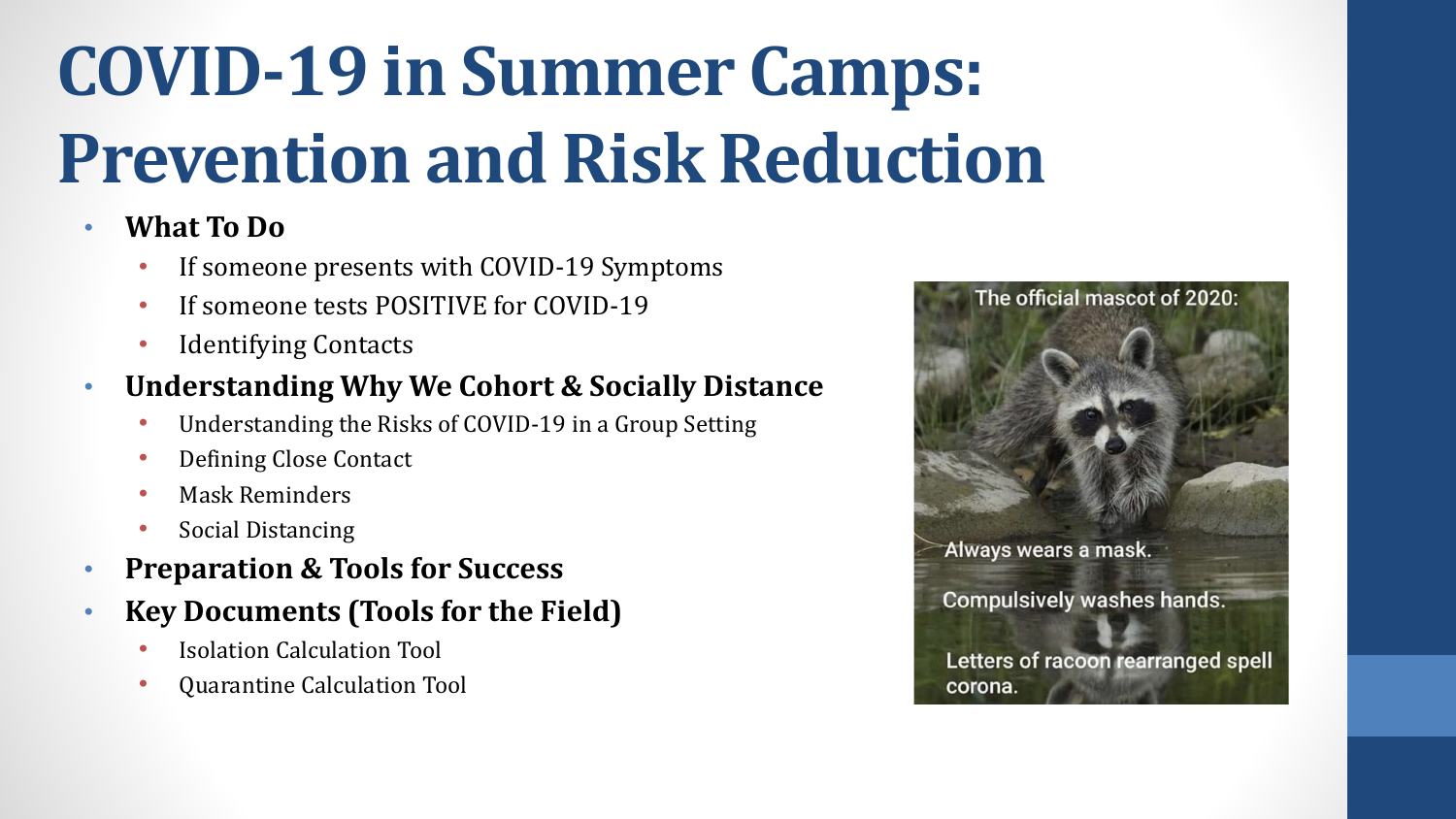# COVID-19 in Summer Camps: Prevention and Risk Reduction

- **What To Do**
  - If someone presents with COVID-19 Symptoms
  - If someone tests POSITIVE for COVID-19
  - Identifying Contacts
- **Understanding Why We Cohort & Socially Distance**
  - Understanding the Risks of COVID-19 in a Group Setting
  - Defining Close Contact
  - Mask Reminders
  - Social Distancing
- **Preparation & Tools for Success**
- **Key Documents (Tools for the Field)**
  - Isolation Calculation Tool
  - Quarantine Calculation Tool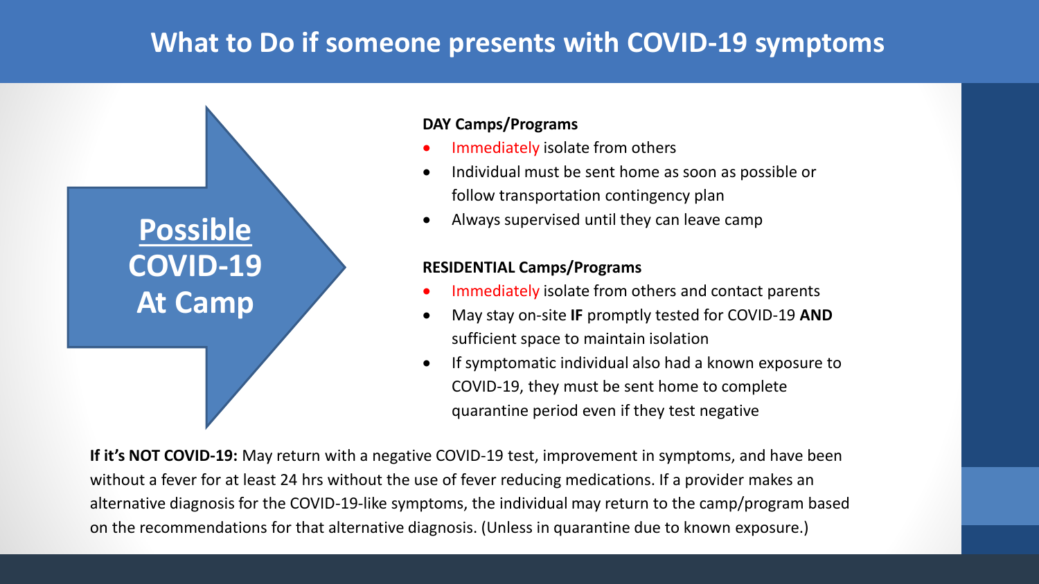# What to Do if someone presents with COVID-19 symptoms

**Possible COVID-19 At Camp**

**DAY Camps/Programs**

- Immediately isolate from others
- Individual must be sent home as soon as possible or follow transportation contingency plan
- Always supervised until they can leave camp

**RESIDENTIAL Camps/Programs**

- Immediately isolate from others and contact parents
- May stay on-site **IF** promptly tested for COVID-19 **AND** sufficient space to maintain isolation
- If symptomatic individual also had a known exposure to COVID-19, they must be sent home to complete quarantine period even if they test negative

**If it's NOT COVID-19:** May return with a negative COVID-19 test, improvement in symptoms, and have been without a fever for at least 24 hrs without the use of fever reducing medications. If a provider makes an alternative diagnosis for the COVID-19-like symptoms, the individual may return to the camp/program based on the recommendations for that alternative diagnosis. (Unless in quarantine due to known exposure.)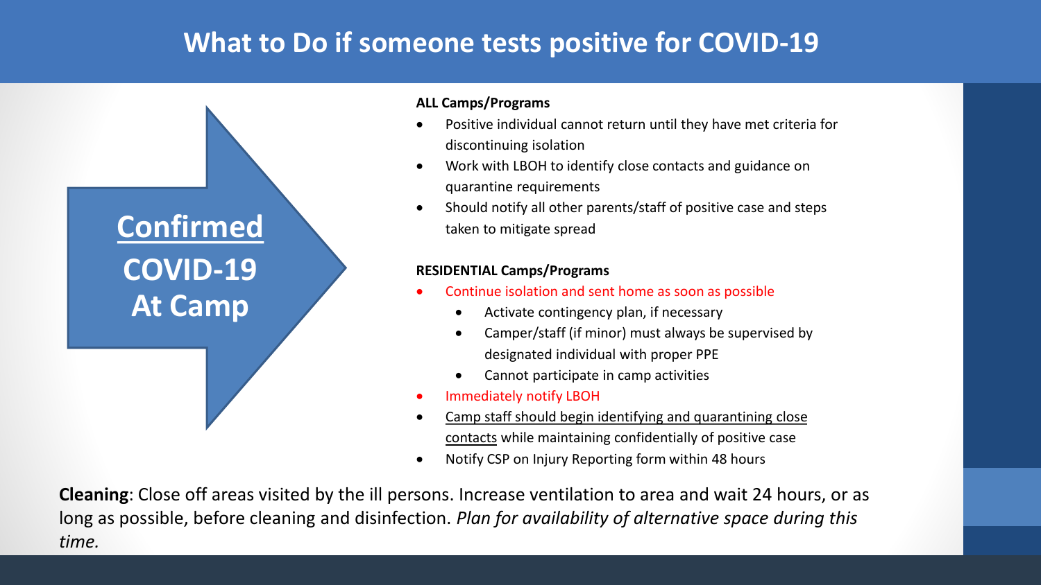# What to Do if someone tests positive for COVID-19

**Confirmed COVID-19 At Camp**

**ALL Camps/Programs**

- Positive individual cannot return until they have met criteria for discontinuing isolation
- Work with LBOH to identify close contacts and guidance on quarantine requirements
- Should notify all other parents/staff of positive case and steps taken to mitigate spread

**RESIDENTIAL Camps/Programs**

- Continue isolation and sent home as soon as possible
  - Activate contingency plan, if necessary
  - Camper/staff (if minor) must always be supervised by designated individual with proper PPE
  - Cannot participate in camp activities
- Immediately notify LBOH
- Camp staff should begin identifying and quarantining close contacts while maintaining confidentially of positive case
- Notify CSP on Injury Reporting form within 48 hours

**Cleaning**: Close off areas visited by the ill persons. Increase ventilation to area and wait 24 hours, or as long as possible, before cleaning and disinfection. *Plan for availability of alternative space during this time.*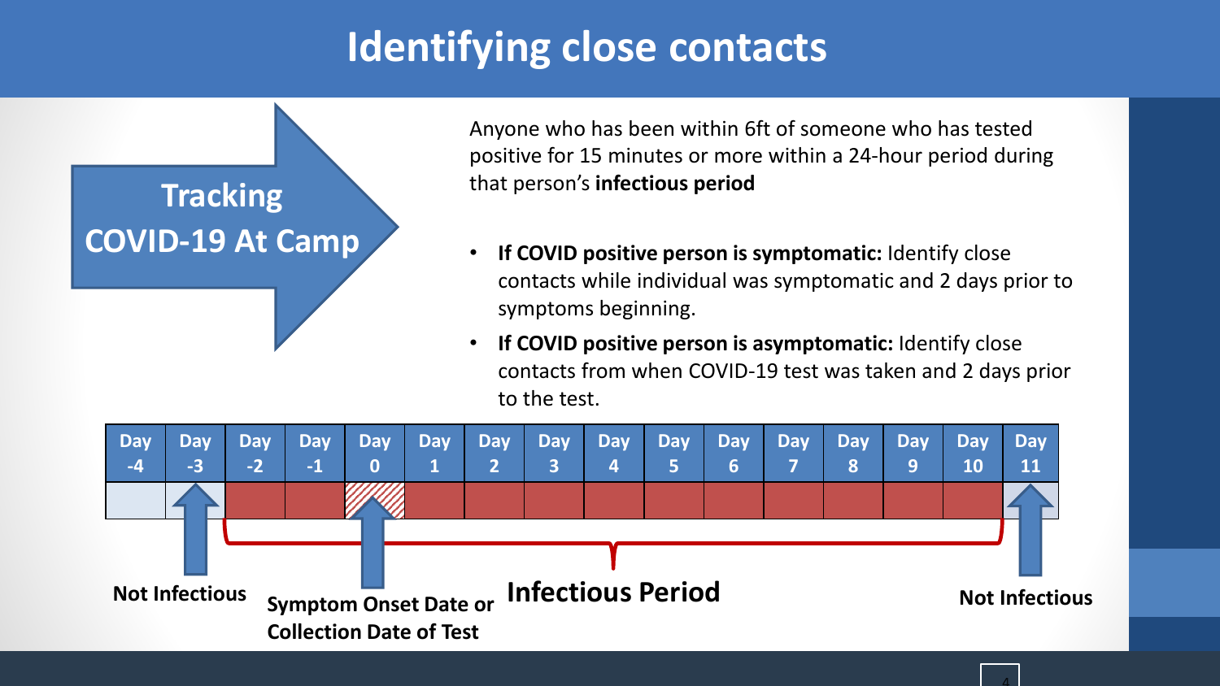# Identifying close contacts

**Tracking COVID-19 At Camp**

Anyone who has been within 6ft of someone who has tested positive for 15 minutes or more within a 24-hour period during that person's **infectious period**

- **If COVID positive person is symptomatic:** Identify close contacts while individual was symptomatic and 2 days prior to symptoms beginning.
- **If COVID positive person is asymptomatic:** Identify close contacts from when COVID-19 test was taken and 2 days prior to the test.

| Day -4 | Day -3 | Day -2 | Day -1 | Day 0 | Day 1 | Day 2 | Day 3 | Day 4 | Day 5 | Day 6 | Day 7 | Day 8 | Day 9 | Day 10 | Day 11 |
|---|---|---|---|---|---|---|---|---|---|---|---|---|---|---|---|

**Not Infectious** (Day -3)

**Symptom Onset Date or Collection Date of Test** (Day 0)

**Infectious Period** (Day -2 to Day 10)

**Not Infectious** (Day 11)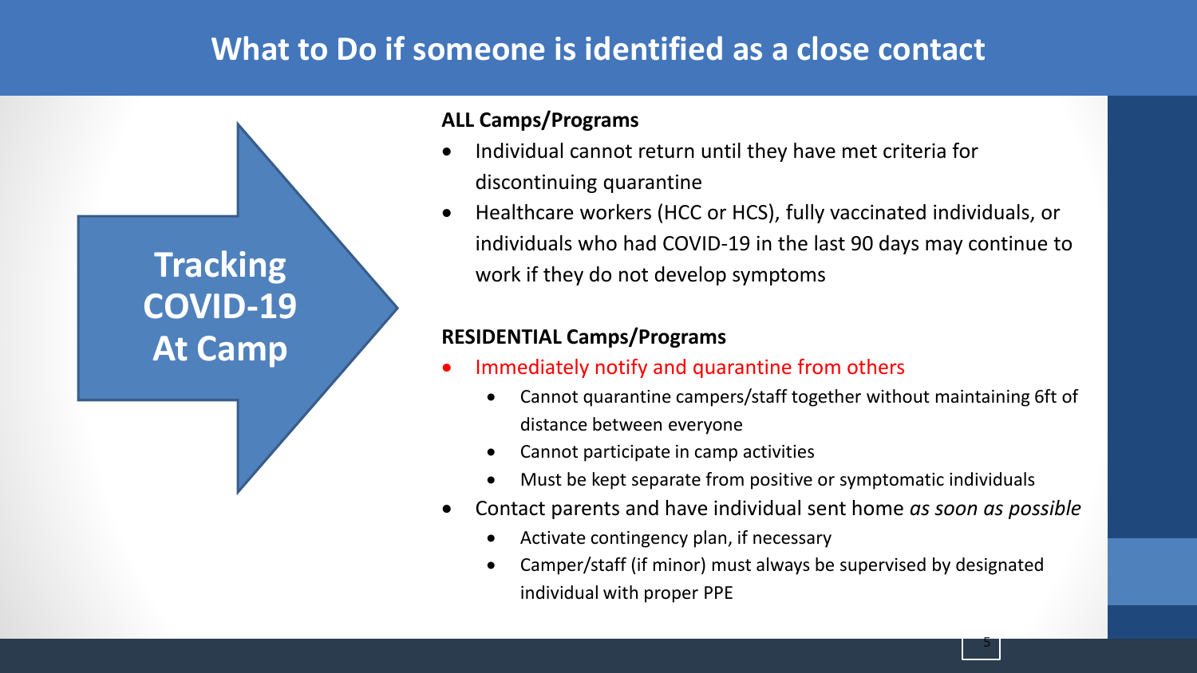# What to Do if someone is identified as a close contact

**Tracking COVID-19 At Camp**

**ALL Camps/Programs**

- Individual cannot return until they have met criteria for discontinuing quarantine
- Healthcare workers (HCC or HCS), fully vaccinated individuals, or individuals who had COVID-19 in the last 90 days may continue to work if they do not develop symptoms

**RESIDENTIAL Camps/Programs**

- Immediately notify and quarantine from others
  - Cannot quarantine campers/staff together without maintaining 6ft of distance between everyone
  - Cannot participate in camp activities
  - Must be kept separate from positive or symptomatic individuals
- Contact parents and have individual sent home *as soon as possible*
  - Activate contingency plan, if necessary
  - Camper/staff (if minor) must always be supervised by designated individual with proper PPE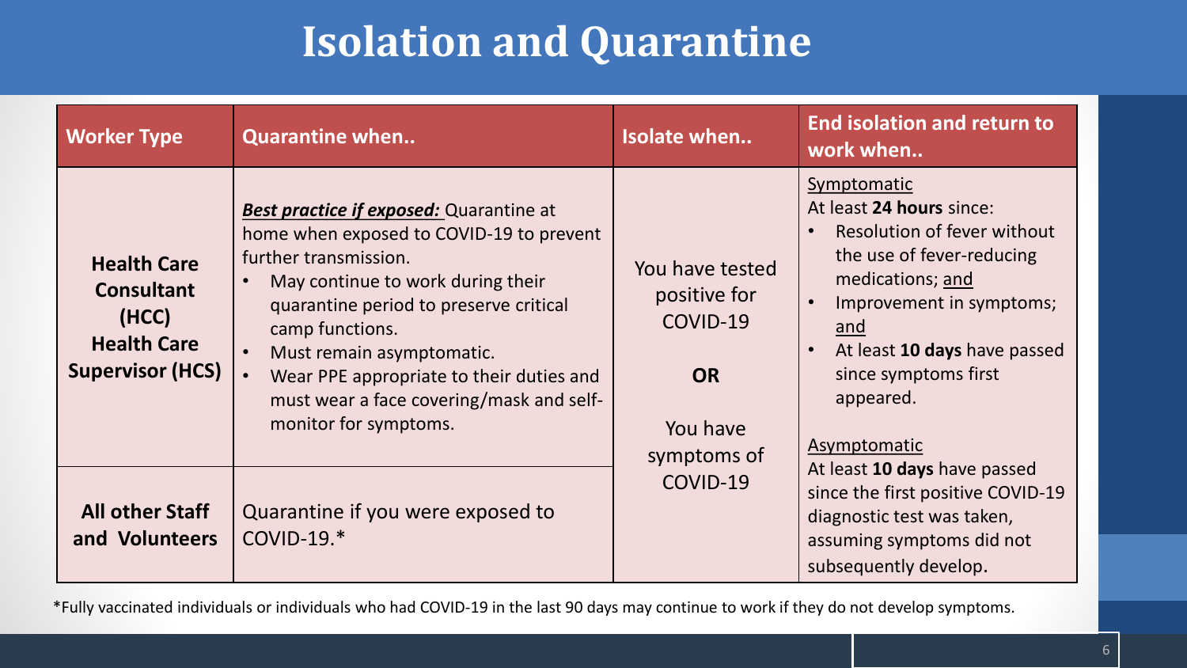# Isolation and Quarantine

| Worker Type | Quarantine when.. | Isolate when.. | End isolation and return to work when.. |
|---|---|---|---|
| **Health Care Consultant (HCC)** **Health Care Supervisor (HCS)** | ***Best practice if exposed:*** Quarantine at home when exposed to COVID-19 to prevent further transmission.<br>• May continue to work during their quarantine period to preserve critical camp functions.<br>• Must remain asymptomatic.<br>• Wear PPE appropriate to their duties and must wear a face covering/mask and self-monitor for symptoms. | You have tested positive for COVID-19<br>**OR**<br>You have symptoms of COVID-19 | Symptomatic<br>At least **24 hours** since:<br>• Resolution of fever without the use of fever-reducing medications; and<br>• Improvement in symptoms; and<br>• At least **10 days** have passed since symptoms first appeared.<br><br>Asymptomatic<br>At least **10 days** have passed since the first positive COVID-19 diagnostic test was taken, assuming symptoms did not subsequently develop. |
| **All other Staff and Volunteers** | Quarantine if you were exposed to COVID-19.* | | |

*Fully vaccinated individuals or individuals who had COVID-19 in the last 90 days may continue to work if they do not develop symptoms.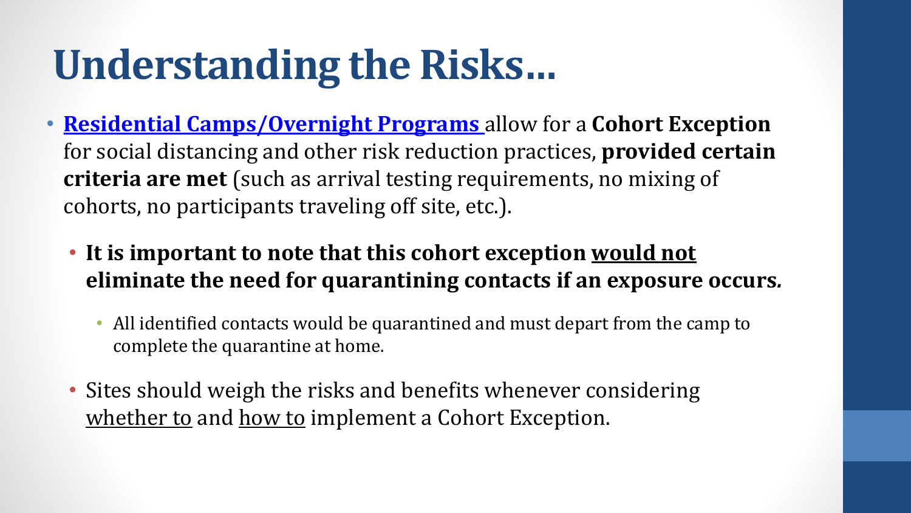# Understanding the Risks…

- **Residential Camps/Overnight Programs** allow for a **Cohort Exception** for social distancing and other risk reduction practices, **provided certain criteria are met** (such as arrival testing requirements, no mixing of cohorts, no participants traveling off site, etc.).
  - **It is important to note that this cohort exception would not eliminate the need for quarantining contacts if an exposure occurs.**
    - All identified contacts would be quarantined and must depart from the camp to complete the quarantine at home.
  - Sites should weigh the risks and benefits whenever considering whether to and how to implement a Cohort Exception.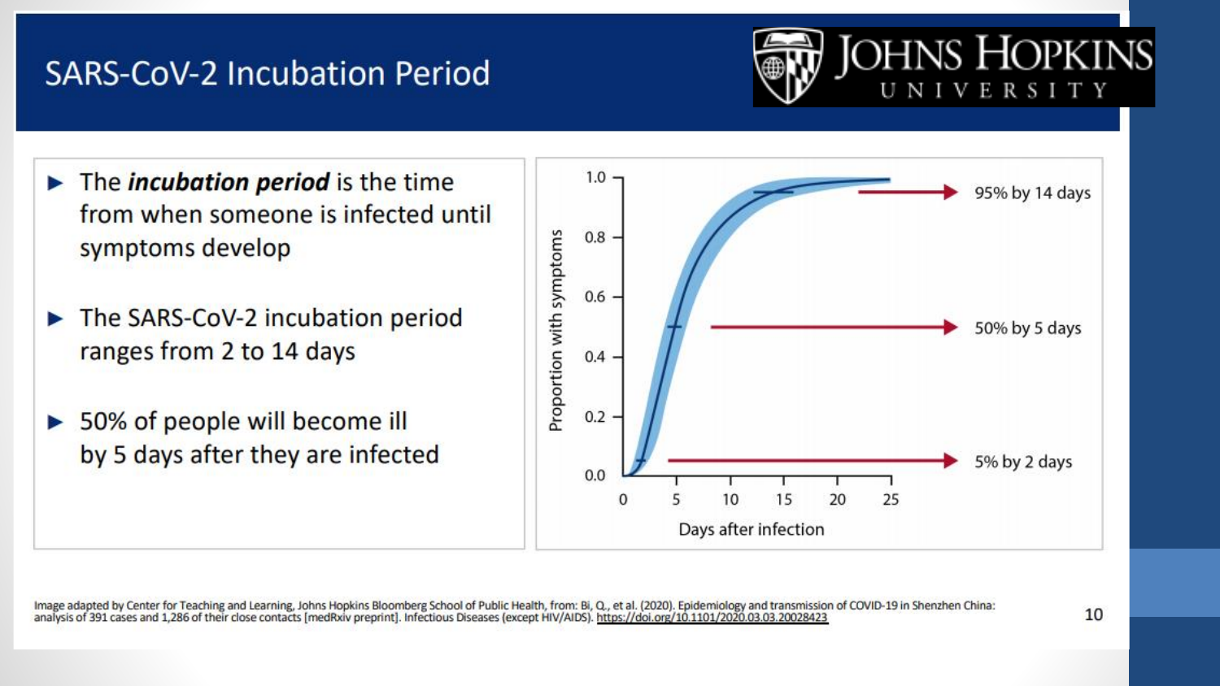# SARS-CoV-2 Incubation Period

- The ***incubation period*** is the time from when someone is infected until symptoms develop
- The SARS-CoV-2 incubation period ranges from 2 to 14 days
- 50% of people will become ill by 5 days after they are infected

95% by 14 days

50% by 5 days

5% by 2 days

Proportion with symptoms

Days after infection

Image adapted by Center for Teaching and Learning, Johns Hopkins Bloomberg School of Public Health, from: Bi, Q., et al. (2020). Epidemiology and transmission of COVID-19 in Shenzhen China: analysis of 391 cases and 1,286 of their close contacts [medRxiv preprint]. Infectious Diseases (except HIV/AIDS). https://doi.org/10.1101/2020.03.03.20028423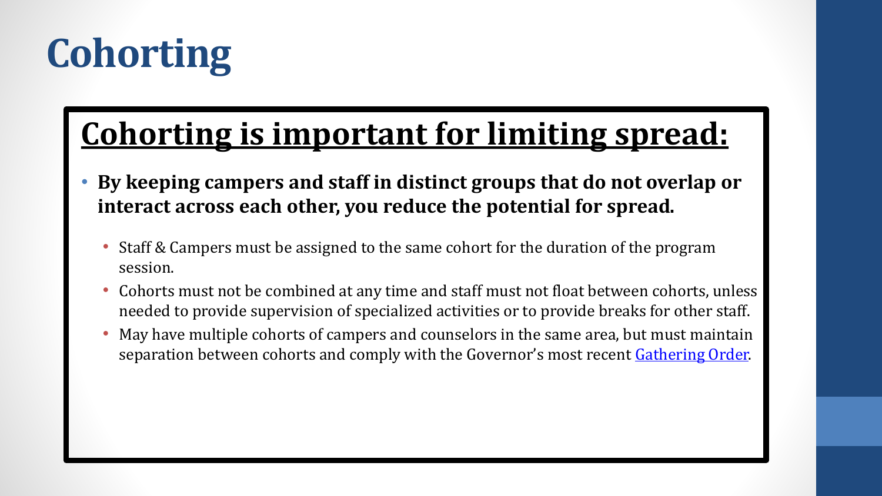# Cohorting

## Cohorting is important for limiting spread:

- **By keeping campers and staff in distinct groups that do not overlap or interact across each other, you reduce the potential for spread.**
  - Staff & Campers must be assigned to the same cohort for the duration of the program session.
  - Cohorts must not be combined at any time and staff must not float between cohorts, unless needed to provide supervision of specialized activities or to provide breaks for other staff.
  - May have multiple cohorts of campers and counselors in the same area, but must maintain separation between cohorts and comply with the Governor's most recent Gathering Order.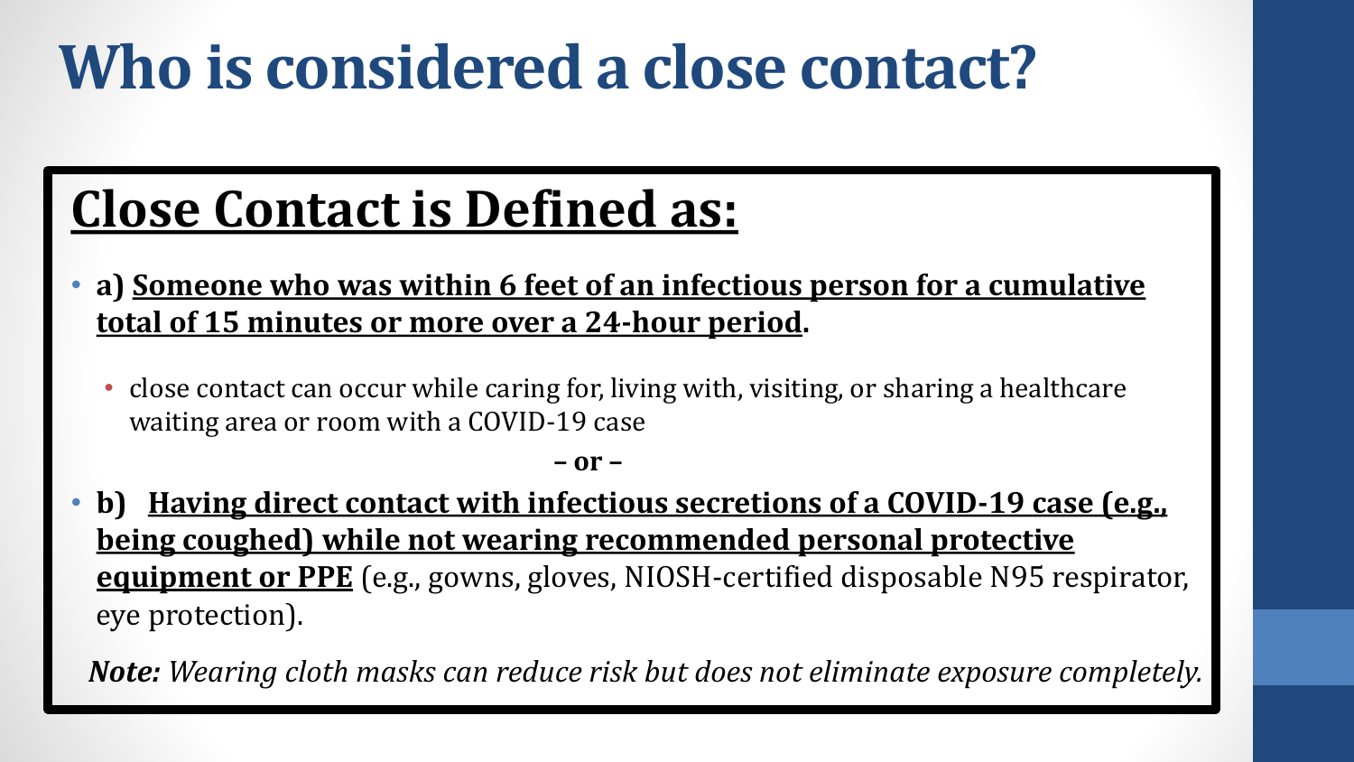# Who is considered a close contact?

## Close Contact is Defined as:

- **a) Someone who was within 6 feet of an infectious person for a cumulative total of 15 minutes or more over a 24-hour period.**
  - close contact can occur while caring for, living with, visiting, or sharing a healthcare waiting area or room with a COVID-19 case

**– or –**

- **b) Having direct contact with infectious secretions of a COVID-19 case (e.g., being coughed) while not wearing recommended personal protective equipment or PPE** (e.g., gowns, gloves, NIOSH-certified disposable N95 respirator, eye protection).

***Note:*** *Wearing cloth masks can reduce risk but does not eliminate exposure completely.*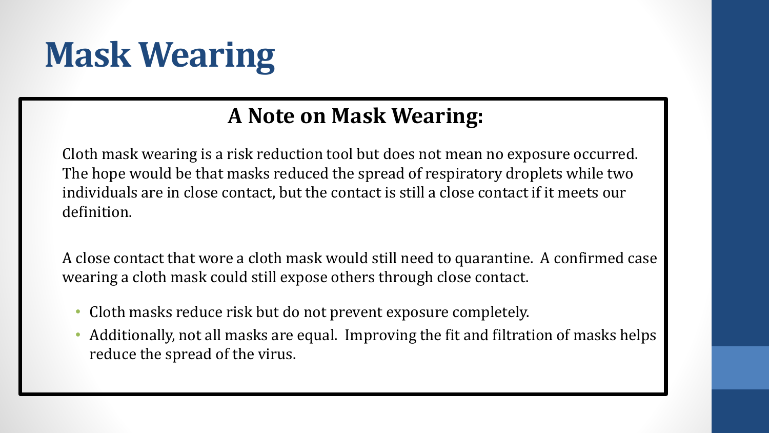# Mask Wearing

## A Note on Mask Wearing:

Cloth mask wearing is a risk reduction tool but does not mean no exposure occurred. The hope would be that masks reduced the spread of respiratory droplets while two individuals are in close contact, but the contact is still a close contact if it meets our definition.

A close contact that wore a cloth mask would still need to quarantine. A confirmed case wearing a cloth mask could still expose others through close contact.

- Cloth masks reduce risk but do not prevent exposure completely.
- Additionally, not all masks are equal. Improving the fit and filtration of masks helps reduce the spread of the virus.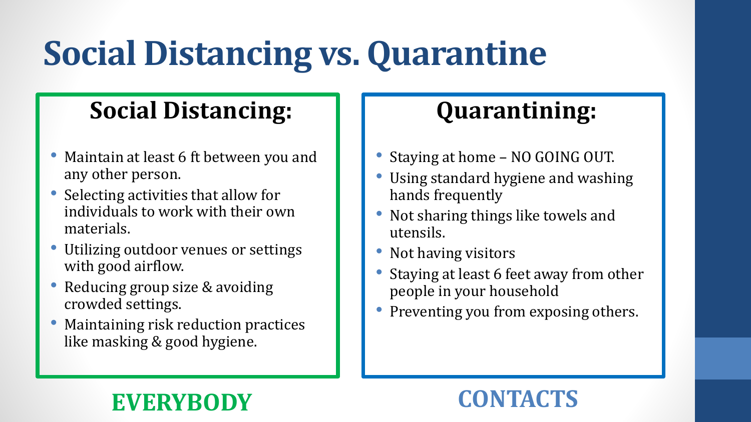# Social Distancing vs. Quarantine

## Social Distancing:

- Maintain at least 6 ft between you and any other person.
- Selecting activities that allow for individuals to work with their own materials.
- Utilizing outdoor venues or settings with good airflow.
- Reducing group size & avoiding crowded settings.
- Maintaining risk reduction practices like masking & good hygiene.

**EVERYBODY**

## Quarantining:

- Staying at home – NO GOING OUT.
- Using standard hygiene and washing hands frequently
- Not sharing things like towels and utensils.
- Not having visitors
- Staying at least 6 feet away from other people in your household
- Preventing you from exposing others.

**CONTACTS**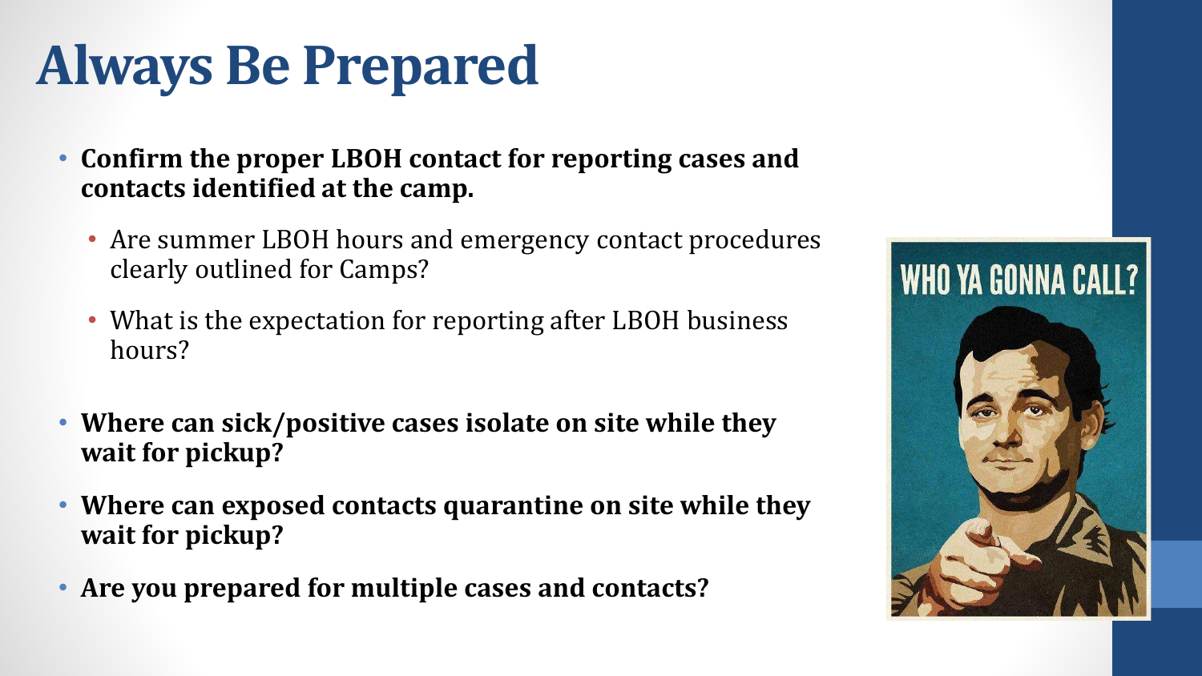# Always Be Prepared

- **Confirm the proper LBOH contact for reporting cases and contacts identified at the camp.**
  - Are summer LBOH hours and emergency contact procedures clearly outlined for Camps?
  - What is the expectation for reporting after LBOH business hours?
- **Where can sick/positive cases isolate on site while they wait for pickup?**
- **Where can exposed contacts quarantine on site while they wait for pickup?**
- **Are you prepared for multiple cases and contacts?**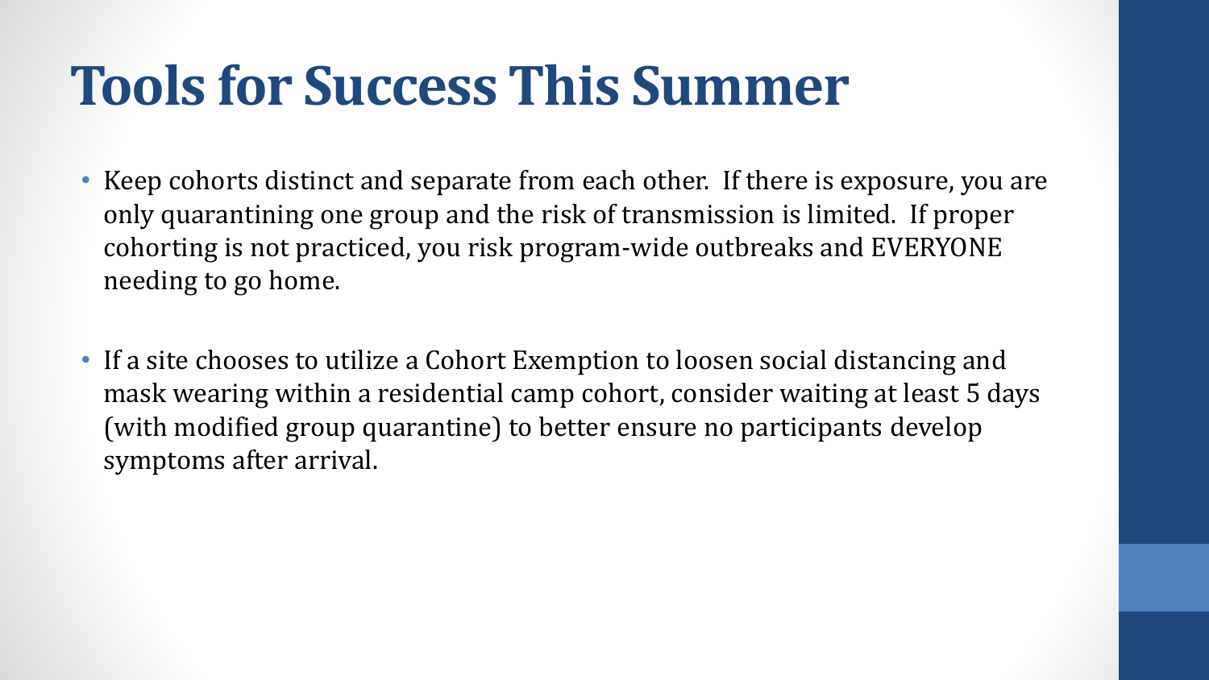# Tools for Success This Summer

- Keep cohorts distinct and separate from each other. If there is exposure, you are only quarantining one group and the risk of transmission is limited. If proper cohorting is not practiced, you risk program-wide outbreaks and EVERYONE needing to go home.

- If a site chooses to utilize a Cohort Exemption to loosen social distancing and mask wearing within a residential camp cohort, consider waiting at least 5 days (with modified group quarantine) to better ensure no participants develop symptoms after arrival.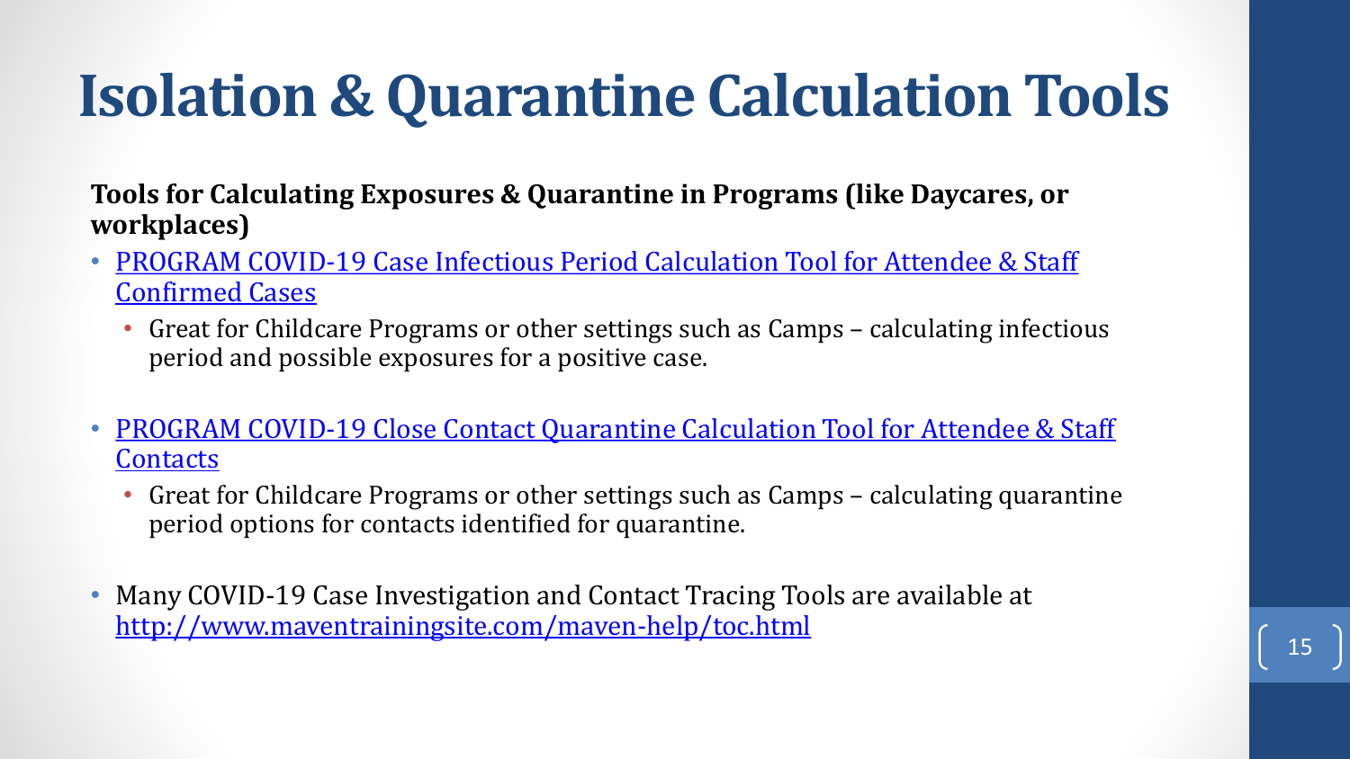# Isolation & Quarantine Calculation Tools

**Tools for Calculating Exposures & Quarantine in Programs (like Daycares, or workplaces)**

- PROGRAM COVID-19 Case Infectious Period Calculation Tool for Attendee & Staff Confirmed Cases
  - Great for Childcare Programs or other settings such as Camps – calculating infectious period and possible exposures for a positive case.
- PROGRAM COVID-19 Close Contact Quarantine Calculation Tool for Attendee & Staff Contacts
  - Great for Childcare Programs or other settings such as Camps – calculating quarantine period options for contacts identified for quarantine.
- Many COVID-19 Case Investigation and Contact Tracing Tools are available at http://www.maventrainingsite.com/maven-help/toc.html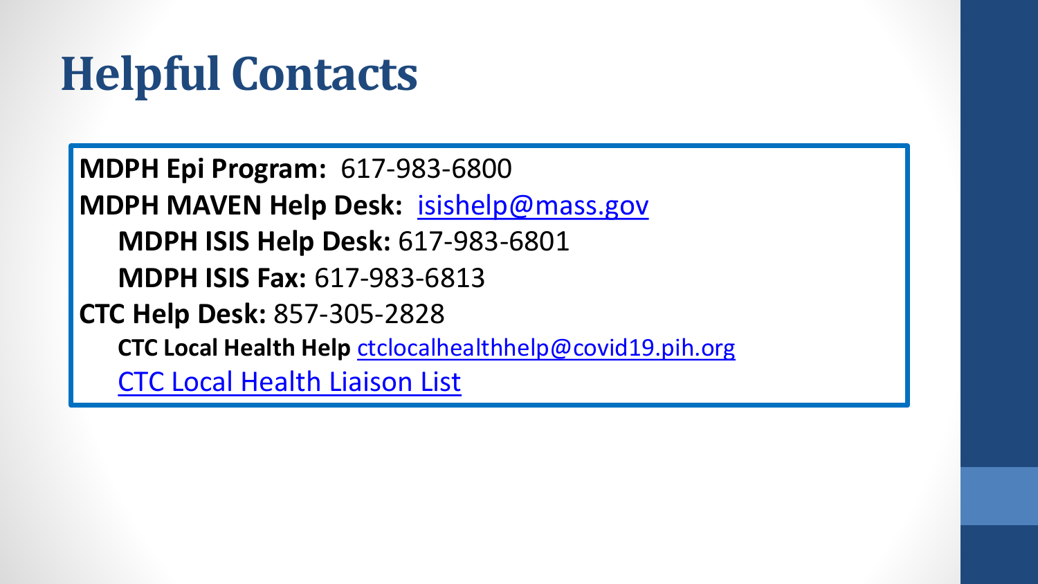# Helpful Contacts

**MDPH Epi Program:** 617-983-6800

**MDPH MAVEN Help Desk:** isishelp@mass.gov

- **MDPH ISIS Help Desk:** 617-983-6801
- **MDPH ISIS Fax:** 617-983-6813

**CTC Help Desk:** 857-305-2828

- **CTC Local Health Help** ctclocalhealthhelp@covid19.pih.org
- CTC Local Health Liaison List